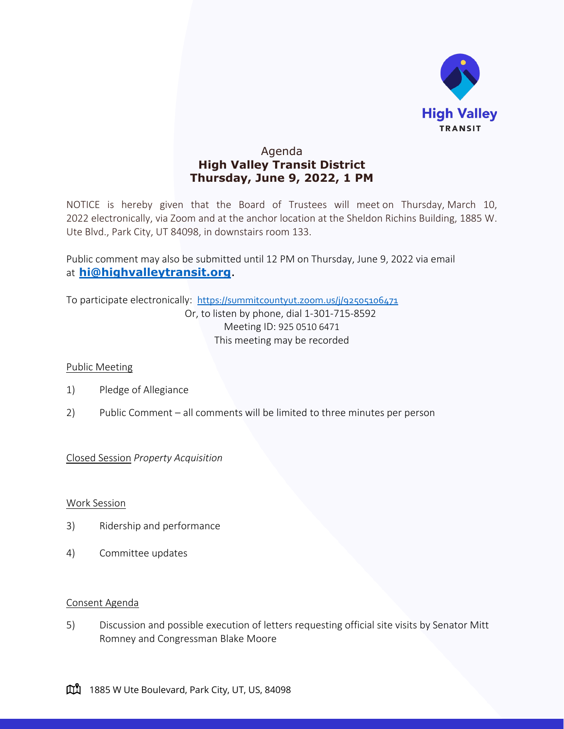High Valley TRANSIT

# Agenda
## High Valley Transit District
## Thursday, June 9, 2022, 1 PM

NOTICE is hereby given that the Board of Trustees will meet on Thursday, March 10, 2022 electronically, via Zoom and at the anchor location at the Sheldon Richins Building, 1885 W. Ute Blvd., Park City, UT 84098, in downstairs room 133.

Public comment may also be submitted until 12 PM on Thursday, June 9, 2022 via email at **hi@highvalleytransit.org**.

To participate electronically: https://summitcountyut.zoom.us/j/92505106471
Or, to listen by phone, dial 1-301-715-8592
Meeting ID: 925 0510 6471
This meeting may be recorded

Public Meeting

1) Pledge of Allegiance

2) Public Comment – all comments will be limited to three minutes per person

Closed Session *Property Acquisition*

Work Session

3) Ridership and performance

4) Committee updates

Consent Agenda

5) Discussion and possible execution of letters requesting official site visits by Senator Mitt Romney and Congressman Blake Moore

1885 W Ute Boulevard, Park City, UT, US, 84098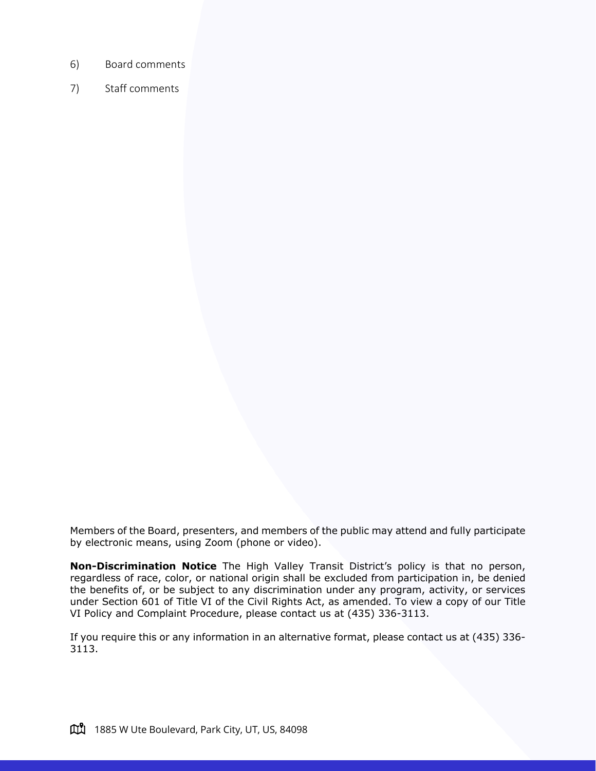6) Board comments

7) Staff comments

Members of the Board, presenters, and members of the public may attend and fully participate by electronic means, using Zoom (phone or video).

**Non-Discrimination Notice** The High Valley Transit District's policy is that no person, regardless of race, color, or national origin shall be excluded from participation in, be denied the benefits of, or be subject to any discrimination under any program, activity, or services under Section 601 of Title VI of the Civil Rights Act, as amended. To view a copy of our Title VI Policy and Complaint Procedure, please contact us at (435) 336-3113.

If you require this or any information in an alternative format, please contact us at (435) 336-3113.

1885 W Ute Boulevard, Park City, UT, US, 84098